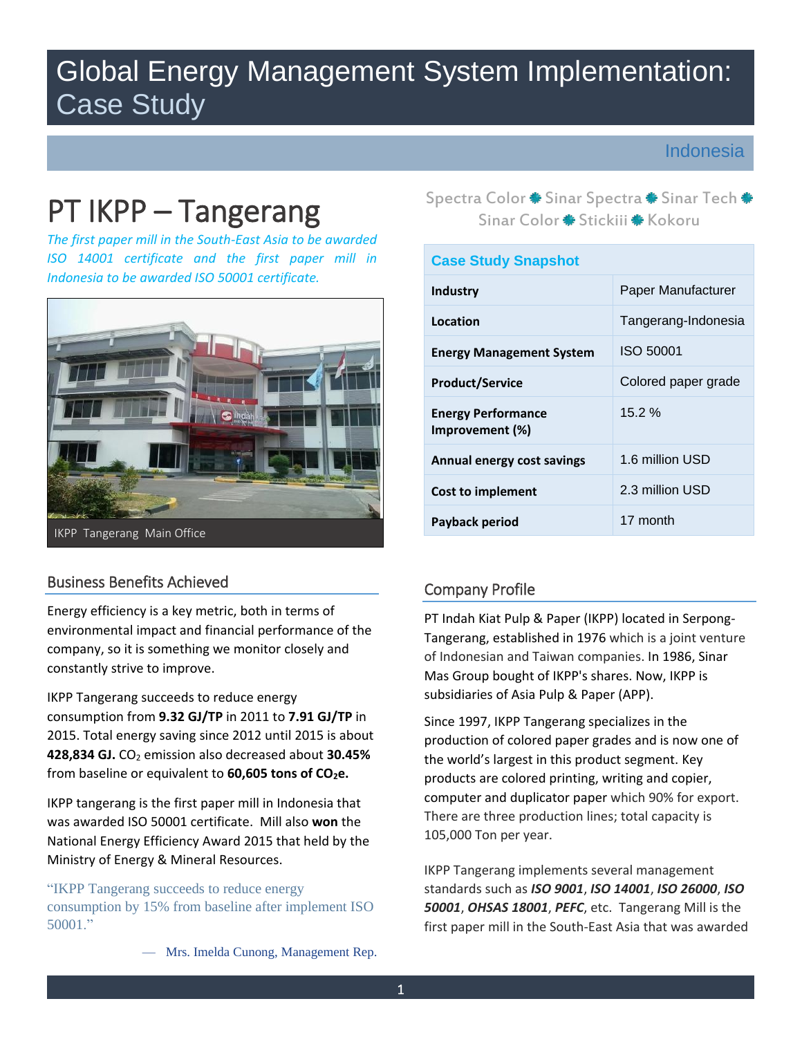# Global Energy Management System Implementation: Case Study

Indonesia

# PT IKPP – Tangerang

*The first paper mill in the South-East Asia to be awarded ISO 14001 certificate and the first paper mill in Indonesia to be awarded ISO 50001 certificate.*

IKPP Tangerang Main Office

Spectra Color ✹ Sinar Spectra ✹ Sinar Tech ✹ Sinar Color ✹ Stickiii ✹ Kokoru

| Case Study Snapshot | |
|---|---|
| **Industry** | Paper Manufacturer |
| **Location** | Tangerang-Indonesia |
| **Energy Management System** | ISO 50001 |
| **Product/Service** | Colored paper grade |
| **Energy Performance Improvement (%)** | 15.2 % |
| **Annual energy cost savings** | 1.6 million USD |
| **Cost to implement** | 2.3 million USD |
| **Payback period** | 17 month |

## Business Benefits Achieved

Energy efficiency is a key metric, both in terms of environmental impact and financial performance of the company, so it is something we monitor closely and constantly strive to improve.

IKPP Tangerang succeeds to reduce energy consumption from **9.32 GJ/TP** in 2011 to **7.91 GJ/TP** in 2015. Total energy saving since 2012 until 2015 is about **428,834 GJ.** $CO_2$ emission also decreased about **30.45%** from baseline or equivalent to **60,605 tons of $CO_2$e.**

IKPP tangerang is the first paper mill in Indonesia that was awarded ISO 50001 certificate. Mill also **won** the National Energy Efficiency Award 2015 that held by the Ministry of Energy & Mineral Resources.

> "IKPP Tangerang succeeds to reduce energy consumption by 15% from baseline after implement ISO 50001."
>
> — Mrs. Imelda Cunong, Management Rep.

## Company Profile

PT Indah Kiat Pulp & Paper (IKPP) located in Serpong-Tangerang, established in 1976 which is a joint venture of Indonesian and Taiwan companies. In 1986, Sinar Mas Group bought of IKPP's shares. Now, IKPP is subsidiaries of Asia Pulp & Paper (APP).

Since 1997, IKPP Tangerang specializes in the production of colored paper grades and is now one of the world's largest in this product segment. Key products are colored printing, writing and copier, computer and duplicator paper which 90% for export. There are three production lines; total capacity is 105,000 Ton per year.

IKPP Tangerang implements several management standards such as ***ISO 9001***, ***ISO 14001***, ***ISO 26000***, ***ISO 50001***, ***OHSAS 18001***, ***PEFC***, etc. Tangerang Mill is the first paper mill in the South-East Asia that was awarded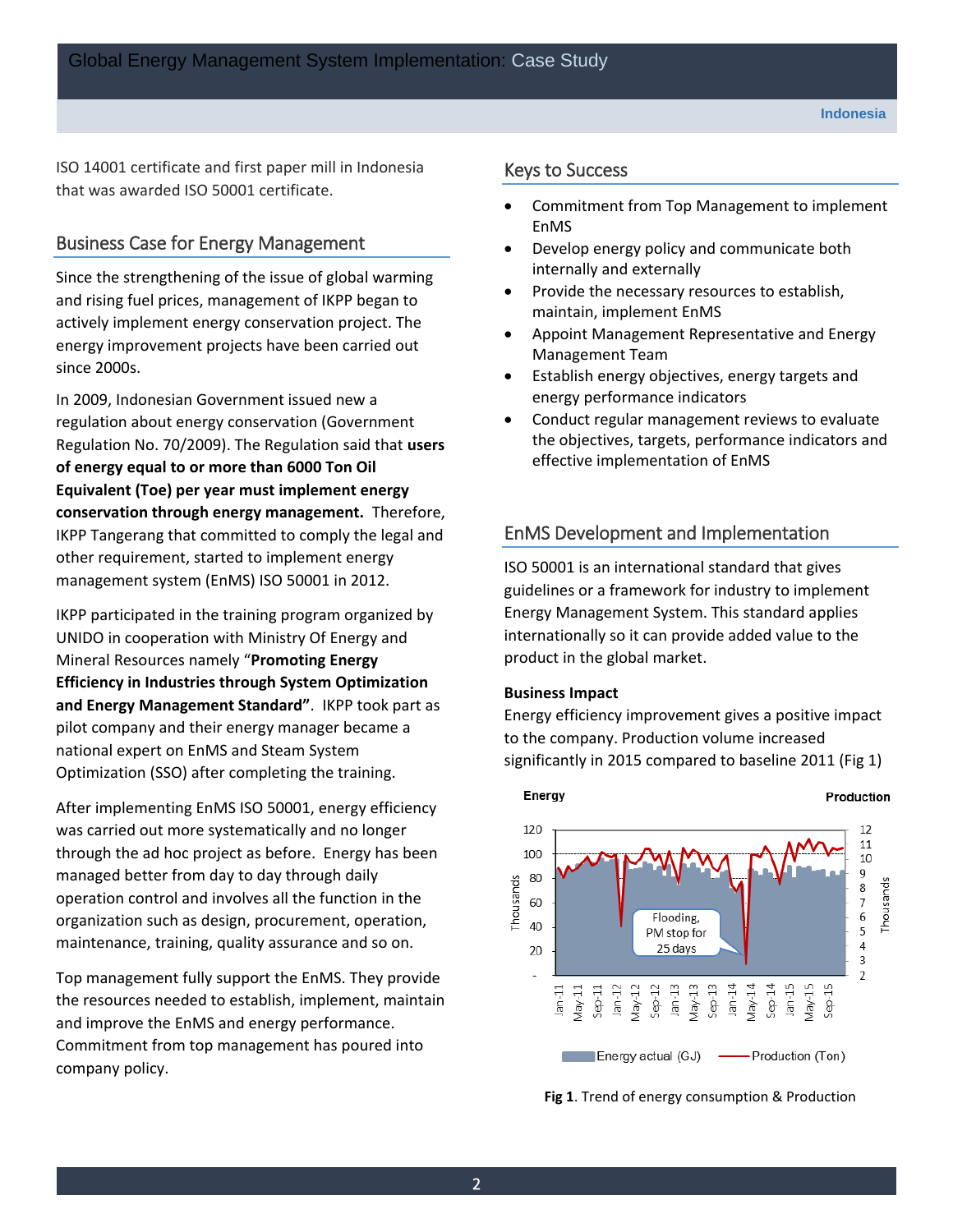ISO 14001 certificate and first paper mill in Indonesia that was awarded ISO 50001 certificate.

## Business Case for Energy Management

Since the strengthening of the issue of global warming and rising fuel prices, management of IKPP began to actively implement energy conservation project. The energy improvement projects have been carried out since 2000s.

In 2009, Indonesian Government issued new a regulation about energy conservation (Government Regulation No. 70/2009). The Regulation said that **users of energy equal to or more than 6000 Ton Oil Equivalent (Toe) per year must implement energy conservation through energy management.** Therefore, IKPP Tangerang that committed to comply the legal and other requirement, started to implement energy management system (EnMS) ISO 50001 in 2012.

IKPP participated in the training program organized by UNIDO in cooperation with Ministry Of Energy and Mineral Resources namely "**Promoting Energy Efficiency in Industries through System Optimization and Energy Management Standard"**. IKPP took part as pilot company and their energy manager became a national expert on EnMS and Steam System Optimization (SSO) after completing the training.

After implementing EnMS ISO 50001, energy efficiency was carried out more systematically and no longer through the ad hoc project as before. Energy has been managed better from day to day through daily operation control and involves all the function in the organization such as design, procurement, operation, maintenance, training, quality assurance and so on.

Top management fully support the EnMS. They provide the resources needed to establish, implement, maintain and improve the EnMS and energy performance. Commitment from top management has poured into company policy.

## Keys to Success

- Commitment from Top Management to implement EnMS
- Develop energy policy and communicate both internally and externally
- Provide the necessary resources to establish, maintain, implement EnMS
- Appoint Management Representative and Energy Management Team
- Establish energy objectives, energy targets and energy performance indicators
- Conduct regular management reviews to evaluate the objectives, targets, performance indicators and effective implementation of EnMS

## EnMS Development and Implementation

ISO 50001 is an international standard that gives guidelines or a framework for industry to implement Energy Management System. This standard applies internationally so it can provide added value to the product in the global market.

**Business Impact**

Energy efficiency improvement gives a positive impact to the company. Production volume increased significantly in 2015 compared to baseline 2011 (Fig 1)

**Fig 1**. Trend of energy consumption & Production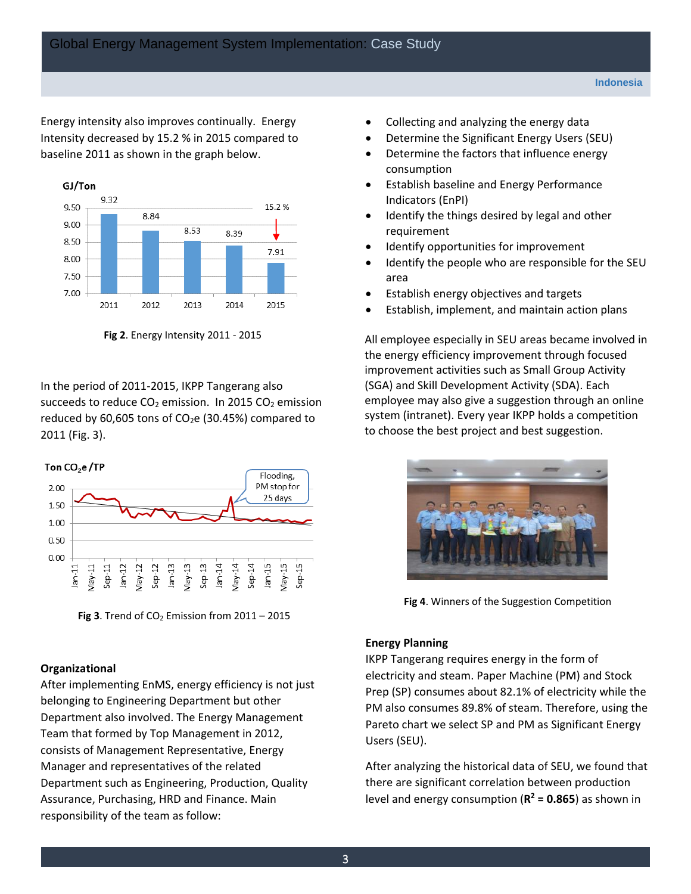Energy intensity also improves continually. Energy Intensity decreased by 15.2 % in 2015 compared to baseline 2011 as shown in the graph below.

**Fig 2**. Energy Intensity 2011 - 2015

In the period of 2011-2015, IKPP Tangerang also succeeds to reduce $CO_2$ emission. In 2015 $CO_2$ emission reduced by 60,605 tons of $CO_2$e (30.45%) compared to 2011 (Fig. 3).

**Fig 3**. Trend of $CO_2$ Emission from 2011 – 2015

## Organizational

After implementing EnMS, energy efficiency is not just belonging to Engineering Department but other Department also involved. The Energy Management Team that formed by Top Management in 2012, consists of Management Representative, Energy Manager and representatives of the related Department such as Engineering, Production, Quality Assurance, Purchasing, HRD and Finance. Main responsibility of the team as follow:

- Collecting and analyzing the energy data
- Determine the Significant Energy Users (SEU)
- Determine the factors that influence energy consumption
- Establish baseline and Energy Performance Indicators (EnPI)
- Identify the things desired by legal and other requirement
- Identify opportunities for improvement
- Identify the people who are responsible for the SEU area
- Establish energy objectives and targets
- Establish, implement, and maintain action plans

All employee especially in SEU areas became involved in the energy efficiency improvement through focused improvement activities such as Small Group Activity (SGA) and Skill Development Activity (SDA). Each employee may also give a suggestion through an online system (intranet). Every year IKPP holds a competition to choose the best project and best suggestion.

**Fig 4**. Winners of the Suggestion Competition

## Energy Planning

IKPP Tangerang requires energy in the form of electricity and steam. Paper Machine (PM) and Stock Prep (SP) consumes about 82.1% of electricity while the PM also consumes 89.8% of steam. Therefore, using the Pareto chart we select SP and PM as Significant Energy Users (SEU).

After analyzing the historical data of SEU, we found that there are significant correlation between production level and energy consumption (**$R^2$ = 0.865**) as shown in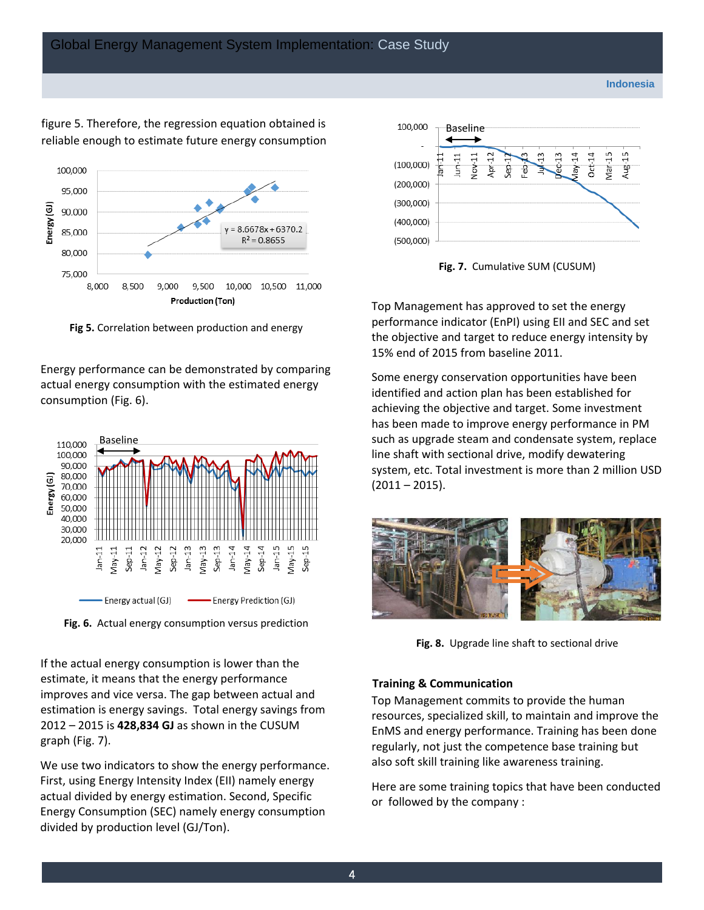figure 5. Therefore, the regression equation obtained is reliable enough to estimate future energy consumption

**Fig 5.** Correlation between production and energy

Energy performance can be demonstrated by comparing actual energy consumption with the estimated energy consumption (Fig. 6).

**Fig. 6.** Actual energy consumption versus prediction

If the actual energy consumption is lower than the estimate, it means that the energy performance improves and vice versa. The gap between actual and estimation is energy savings. Total energy savings from 2012 – 2015 is **428,834 GJ** as shown in the CUSUM graph (Fig. 7).

We use two indicators to show the energy performance. First, using Energy Intensity Index (EII) namely energy actual divided by energy estimation. Second, Specific Energy Consumption (SEC) namely energy consumption divided by production level (GJ/Ton).

**Fig. 7.** Cumulative SUM (CUSUM)

Top Management has approved to set the energy performance indicator (EnPI) using EII and SEC and set the objective and target to reduce energy intensity by 15% end of 2015 from baseline 2011.

Some energy conservation opportunities have been identified and action plan has been established for achieving the objective and target. Some investment has been made to improve energy performance in PM such as upgrade steam and condensate system, replace line shaft with sectional drive, modify dewatering system, etc. Total investment is more than 2 million USD (2011 – 2015).

**Fig. 8.** Upgrade line shaft to sectional drive

### Training & Communication

Top Management commits to provide the human resources, specialized skill, to maintain and improve the EnMS and energy performance. Training has been done regularly, not just the competence base training but also soft skill training like awareness training.

Here are some training topics that have been conducted or followed by the company :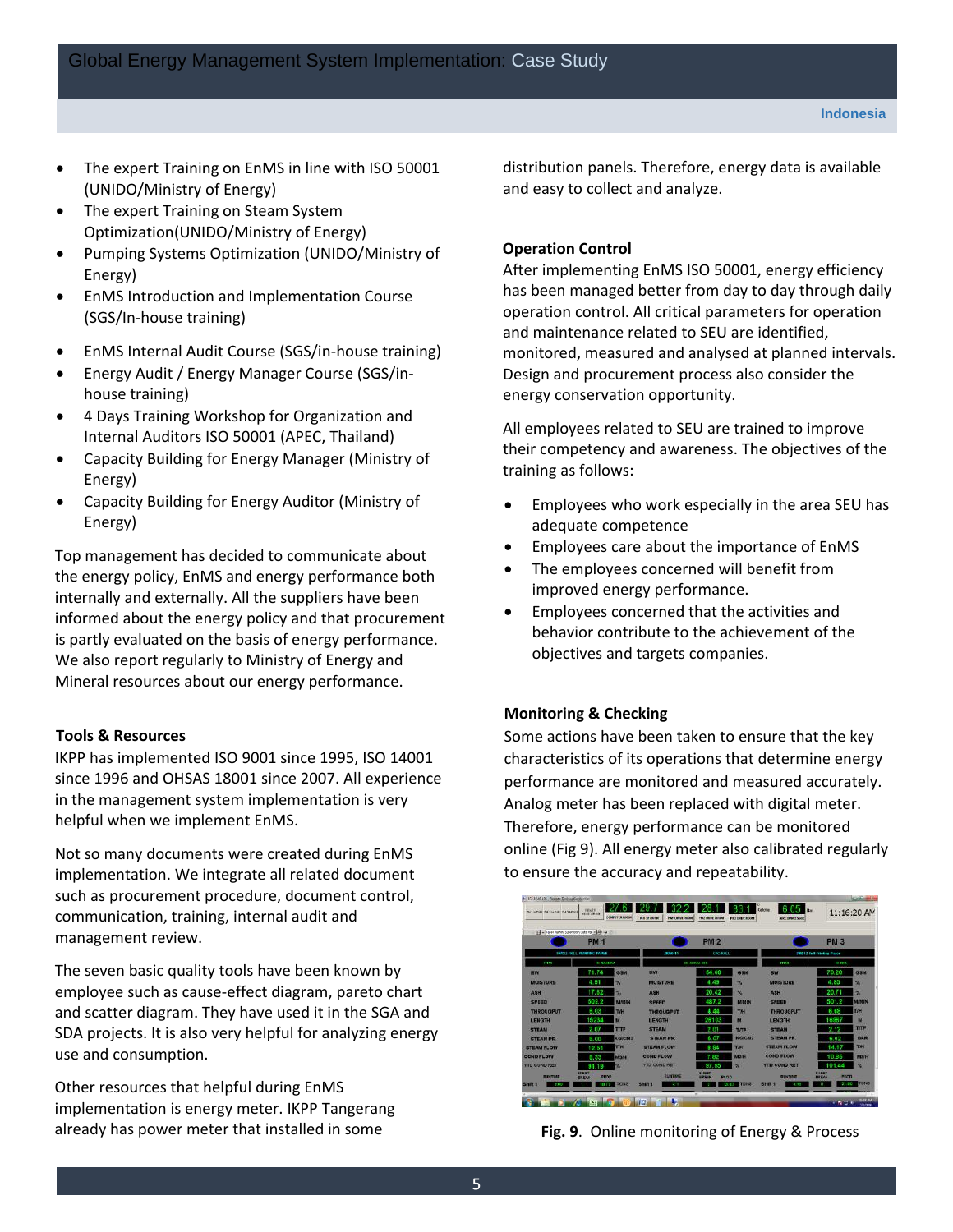- The expert Training on EnMS in line with ISO 50001 (UNIDO/Ministry of Energy)
- The expert Training on Steam System Optimization(UNIDO/Ministry of Energy)
- Pumping Systems Optimization (UNIDO/Ministry of Energy)
- EnMS Introduction and Implementation Course (SGS/In-house training)
- EnMS Internal Audit Course (SGS/in-house training)
- Energy Audit / Energy Manager Course (SGS/in-house training)
- 4 Days Training Workshop for Organization and Internal Auditors ISO 50001 (APEC, Thailand)
- Capacity Building for Energy Manager (Ministry of Energy)
- Capacity Building for Energy Auditor (Ministry of Energy)

Top management has decided to communicate about the energy policy, EnMS and energy performance both internally and externally. All the suppliers have been informed about the energy policy and that procurement is partly evaluated on the basis of energy performance. We also report regularly to Ministry of Energy and Mineral resources about our energy performance.

**Tools & Resources**

IKPP has implemented ISO 9001 since 1995, ISO 14001 since 1996 and OHSAS 18001 since 2007. All experience in the management system implementation is very helpful when we implement EnMS.

Not so many documents were created during EnMS implementation. We integrate all related document such as procurement procedure, document control, communication, training, internal audit and management review.

The seven basic quality tools have been known by employee such as cause-effect diagram, pareto chart and scatter diagram. They have used it in the SGA and SDA projects. It is also very helpful for analyzing energy use and consumption.

Other resources that helpful during EnMS implementation is energy meter. IKPP Tangerang already has power meter that installed in some distribution panels. Therefore, energy data is available and easy to collect and analyze.

**Operation Control**

After implementing EnMS ISO 50001, energy efficiency has been managed better from day to day through daily operation control. All critical parameters for operation and maintenance related to SEU are identified, monitored, measured and analysed at planned intervals. Design and procurement process also consider the energy conservation opportunity.

All employees related to SEU are trained to improve their competency and awareness. The objectives of the training as follows:

- Employees who work especially in the area SEU has adequate competence
- Employees care about the importance of EnMS
- The employees concerned will benefit from improved energy performance.
- Employees concerned that the activities and behavior contribute to the achievement of the objectives and targets companies.

**Monitoring & Checking**

Some actions have been taken to ensure that the key characteristics of its operations that determine energy performance are monitored and measured accurately. Analog meter has been replaced with digital meter. Therefore, energy performance can be monitored online (Fig 9). All energy meter also calibrated regularly to ensure the accuracy and repeatability.

**Fig. 9**. Online monitoring of Energy & Process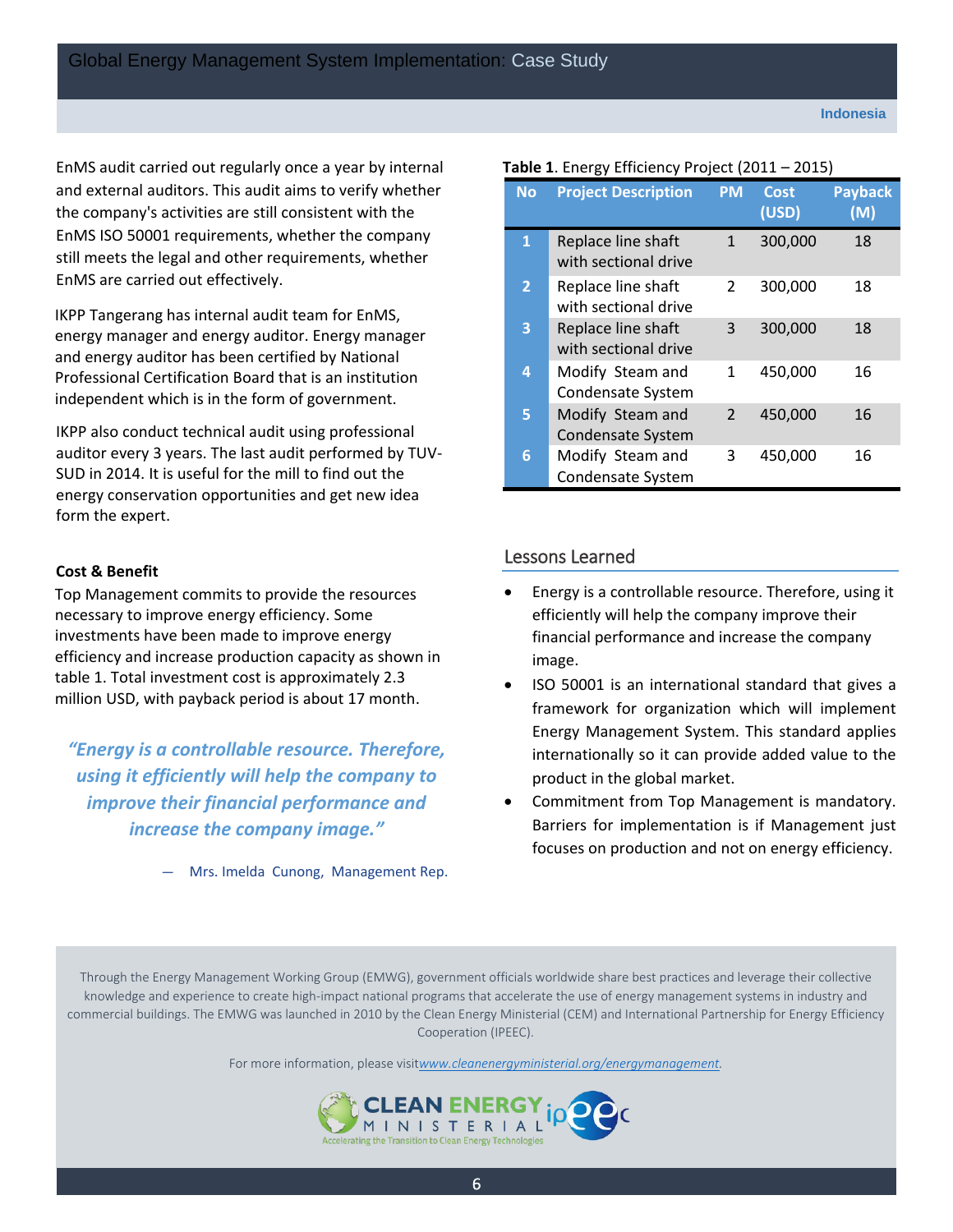EnMS audit carried out regularly once a year by internal and external auditors. This audit aims to verify whether the company's activities are still consistent with the EnMS ISO 50001 requirements, whether the company still meets the legal and other requirements, whether EnMS are carried out effectively.

IKPP Tangerang has internal audit team for EnMS, energy manager and energy auditor. Energy manager and energy auditor has been certified by National Professional Certification Board that is an institution independent which is in the form of government.

IKPP also conduct technical audit using professional auditor every 3 years. The last audit performed by TUV-SUD in 2014. It is useful for the mill to find out the energy conservation opportunities and get new idea form the expert.

**Cost & Benefit**

Top Management commits to provide the resources necessary to improve energy efficiency. Some investments have been made to improve energy efficiency and increase production capacity as shown in table 1. Total investment cost is approximately 2.3 million USD, with payback period is about 17 month.

> *"Energy is a controllable resource. Therefore, using it efficiently will help the company to improve their financial performance and increase the company image."*
>
> — Mrs. Imelda Cunong, Management Rep.

**Table 1**. Energy Efficiency Project (2011 – 2015)

| No | Project Description | PM | Cost (USD) | Payback (M) |
|---|---|---|---|---|
| 1 | Replace line shaft with sectional drive | 1 | 300,000 | 18 |
| 2 | Replace line shaft with sectional drive | 2 | 300,000 | 18 |
| 3 | Replace line shaft with sectional drive | 3 | 300,000 | 18 |
| 4 | Modify Steam and Condensate System | 1 | 450,000 | 16 |
| 5 | Modify Steam and Condensate System | 2 | 450,000 | 16 |
| 6 | Modify Steam and Condensate System | 3 | 450,000 | 16 |

## Lessons Learned

- Energy is a controllable resource. Therefore, using it efficiently will help the company improve their financial performance and increase the company image.
- ISO 50001 is an international standard that gives a framework for organization which will implement Energy Management System. This standard applies internationally so it can provide added value to the product in the global market.
- Commitment from Top Management is mandatory. Barriers for implementation is if Management just focuses on production and not on energy efficiency.

Through the Energy Management Working Group (EMWG), government officials worldwide share best practices and leverage their collective knowledge and experience to create high-impact national programs that accelerate the use of energy management systems in industry and commercial buildings. The EMWG was launched in 2010 by the Clean Energy Ministerial (CEM) and International Partnership for Energy Efficiency Cooperation (IPEEC).

For more information, please visit*www.cleanenergyministerial.org/energymanagement*.

CLEAN ENERGY MINISTERIAL
Accelerating the Transition to Clean Energy Technologies